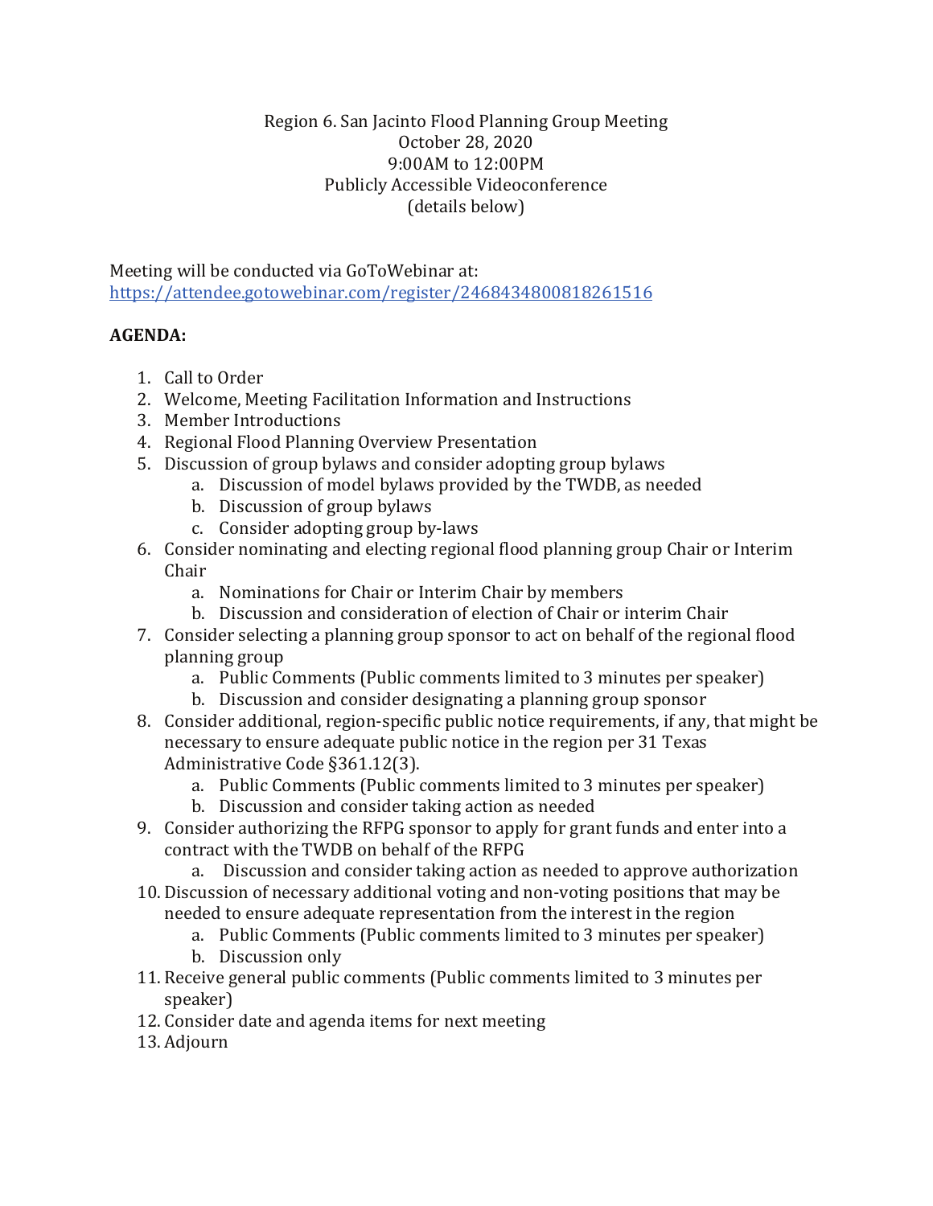Region 6. San Jacinto Flood Planning Group Meeting
October 28, 2020
9:00AM to 12:00PM
Publicly Accessible Videoconference
(details below)

Meeting will be conducted via GoToWebinar at:
https://attendee.gotowebinar.com/register/2468434800818261516

**AGENDA:**

1. Call to Order
2. Welcome, Meeting Facilitation Information and Instructions
3. Member Introductions
4. Regional Flood Planning Overview Presentation
5. Discussion of group bylaws and consider adopting group bylaws
    a. Discussion of model bylaws provided by the TWDB, as needed
    b. Discussion of group bylaws
    c. Consider adopting group by-laws
6. Consider nominating and electing regional flood planning group Chair or Interim Chair
    a. Nominations for Chair or Interim Chair by members
    b. Discussion and consideration of election of Chair or interim Chair
7. Consider selecting a planning group sponsor to act on behalf of the regional flood planning group
    a. Public Comments (Public comments limited to 3 minutes per speaker)
    b. Discussion and consider designating a planning group sponsor
8. Consider additional, region-specific public notice requirements, if any, that might be necessary to ensure adequate public notice in the region per 31 Texas Administrative Code §361.12(3).
    a. Public Comments (Public comments limited to 3 minutes per speaker)
    b. Discussion and consider taking action as needed
9. Consider authorizing the RFPG sponsor to apply for grant funds and enter into a contract with the TWDB on behalf of the RFPG
    a. Discussion and consider taking action as needed to approve authorization
10. Discussion of necessary additional voting and non-voting positions that may be needed to ensure adequate representation from the interest in the region
    a. Public Comments (Public comments limited to 3 minutes per speaker)
    b. Discussion only
11. Receive general public comments (Public comments limited to 3 minutes per speaker)
12. Consider date and agenda items for next meeting
13. Adjourn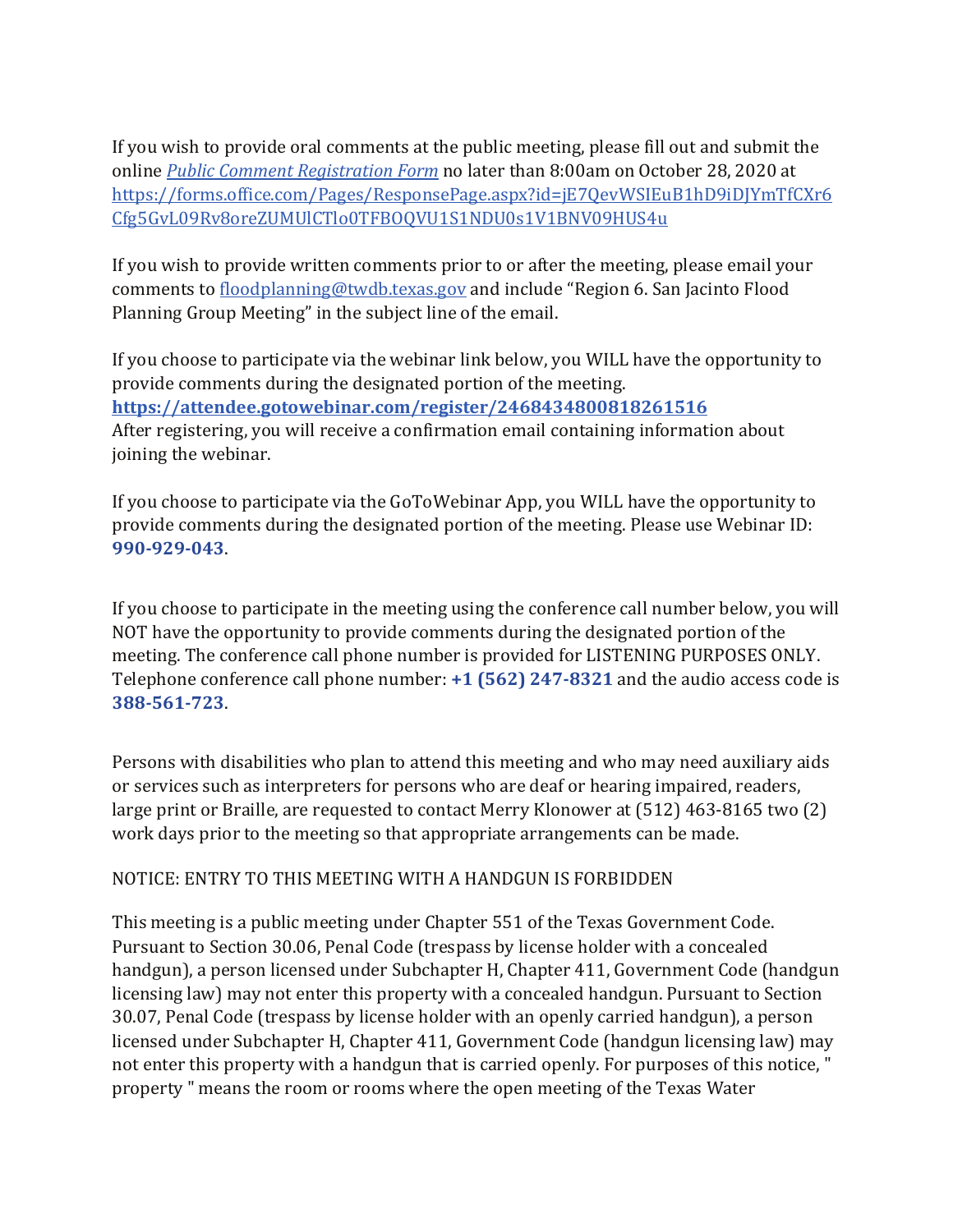If you wish to provide oral comments at the public meeting, please fill out and submit the online *Public Comment Registration Form* no later than 8:00am on October 28, 2020 at https://forms.office.com/Pages/ResponsePage.aspx?id=jE7QevWSIEuB1hD9iDJYmTfCXr6Cfg5GvL09Rv8oreZUMUlCTlo0TFBOQVU1S1NDU0s1V1BNV09HUS4u

If you wish to provide written comments prior to or after the meeting, please email your comments to floodplanning@twdb.texas.gov and include "Region 6. San Jacinto Flood Planning Group Meeting" in the subject line of the email.

If you choose to participate via the webinar link below, you WILL have the opportunity to provide comments during the designated portion of the meeting.
**https://attendee.gotowebinar.com/register/2468434800818261516**
After registering, you will receive a confirmation email containing information about joining the webinar.

If you choose to participate via the GoToWebinar App, you WILL have the opportunity to provide comments during the designated portion of the meeting. Please use Webinar ID: **990-929-043**.

If you choose to participate in the meeting using the conference call number below, you will NOT have the opportunity to provide comments during the designated portion of the meeting. The conference call phone number is provided for LISTENING PURPOSES ONLY. Telephone conference call phone number: **+1 (562) 247-8321** and the audio access code is **388-561-723**.

Persons with disabilities who plan to attend this meeting and who may need auxiliary aids or services such as interpreters for persons who are deaf or hearing impaired, readers, large print or Braille, are requested to contact Merry Klonower at (512) 463-8165 two (2) work days prior to the meeting so that appropriate arrangements can be made.

NOTICE: ENTRY TO THIS MEETING WITH A HANDGUN IS FORBIDDEN

This meeting is a public meeting under Chapter 551 of the Texas Government Code. Pursuant to Section 30.06, Penal Code (trespass by license holder with a concealed handgun), a person licensed under Subchapter H, Chapter 411, Government Code (handgun licensing law) may not enter this property with a concealed handgun. Pursuant to Section 30.07, Penal Code (trespass by license holder with an openly carried handgun), a person licensed under Subchapter H, Chapter 411, Government Code (handgun licensing law) may not enter this property with a handgun that is carried openly. For purposes of this notice, " property " means the room or rooms where the open meeting of the Texas Water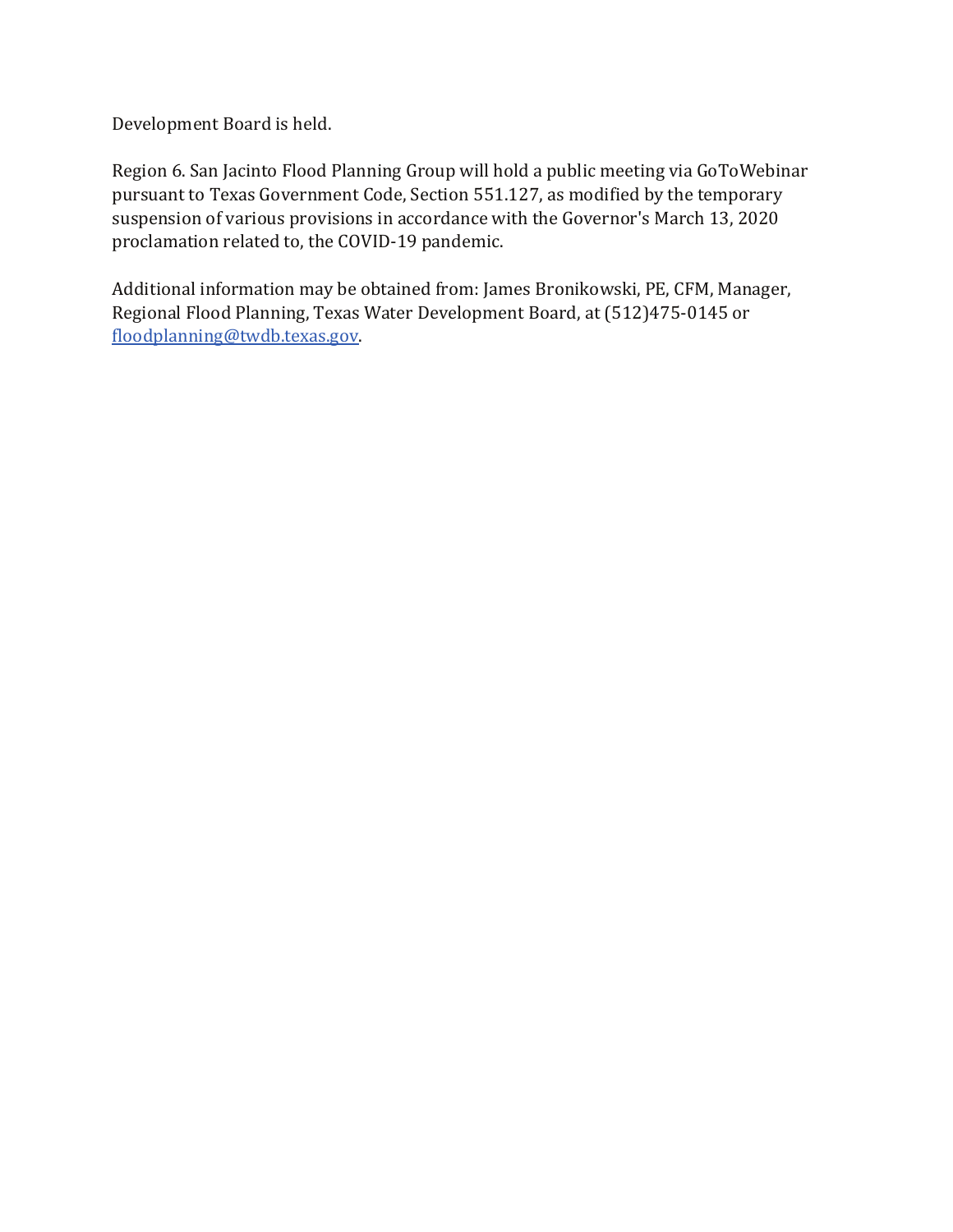Development Board is held.

Region 6. San Jacinto Flood Planning Group will hold a public meeting via GoToWebinar pursuant to Texas Government Code, Section 551.127, as modified by the temporary suspension of various provisions in accordance with the Governor's March 13, 2020 proclamation related to, the COVID-19 pandemic.

Additional information may be obtained from: James Bronikowski, PE, CFM, Manager, Regional Flood Planning, Texas Water Development Board, at (512)475-0145 or [floodplanning@twdb.texas.gov](mailto:floodplanning@twdb.texas.gov).